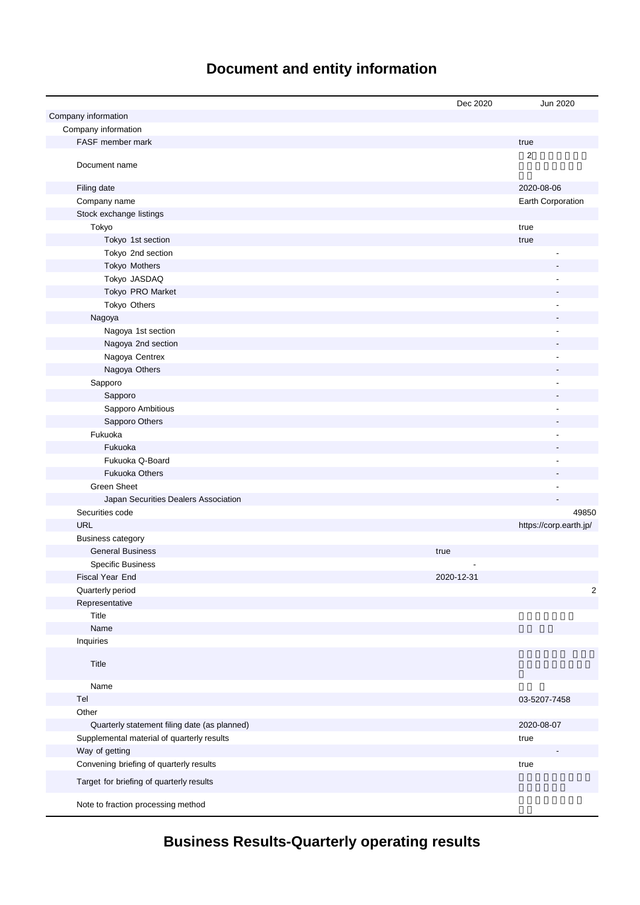# Document and entity information

| | Dec 2020 | Jun 2020 |
|---|---|---|
| Company information | | |
| Company information | | |
| FASF member mark | | true |
| Document name | | 2 |
| Filing date | | 2020-08-06 |
| Company name | | Earth Corporation |
| Stock exchange listings | | |
| Tokyo | | true |
| Tokyo 1st section | | true |
| Tokyo 2nd section | | - |
| Tokyo Mothers | | - |
| Tokyo JASDAQ | | - |
| Tokyo PRO Market | | - |
| Tokyo Others | | - |
| Nagoya | | - |
| Nagoya 1st section | | - |
| Nagoya 2nd section | | - |
| Nagoya Centrex | | - |
| Nagoya Others | | - |
| Sapporo | | - |
| Sapporo | | - |
| Sapporo Ambitious | | - |
| Sapporo Others | | - |
| Fukuoka | | - |
| Fukuoka | | - |
| Fukuoka Q-Board | | - |
| Fukuoka Others | | - |
| Green Sheet | | - |
| Japan Securities Dealers Association | | - |
| Securities code | | 49850 |
| URL | | https://corp.earth.jp/ |
| Business category | | |
| General Business | true | |
| Specific Business | - | |
| Fiscal Year End | 2020-12-31 | |
| Quarterly period | | 2 |
| Representative | | |
| Title | | |
| Name | | |
| Inquiries | | |
| Title | | |
| Name | | |
| Tel | | 03-5207-7458 |
| Other | | |
| Quarterly statement filing date (as planned) | | 2020-08-07 |
| Supplemental material of quarterly results | | true |
| Way of getting | | - |
| Convening briefing of quarterly results | | true |
| Target for briefing of quarterly results | | |
| Note to fraction processing method | | |

# Business Results-Quarterly operating results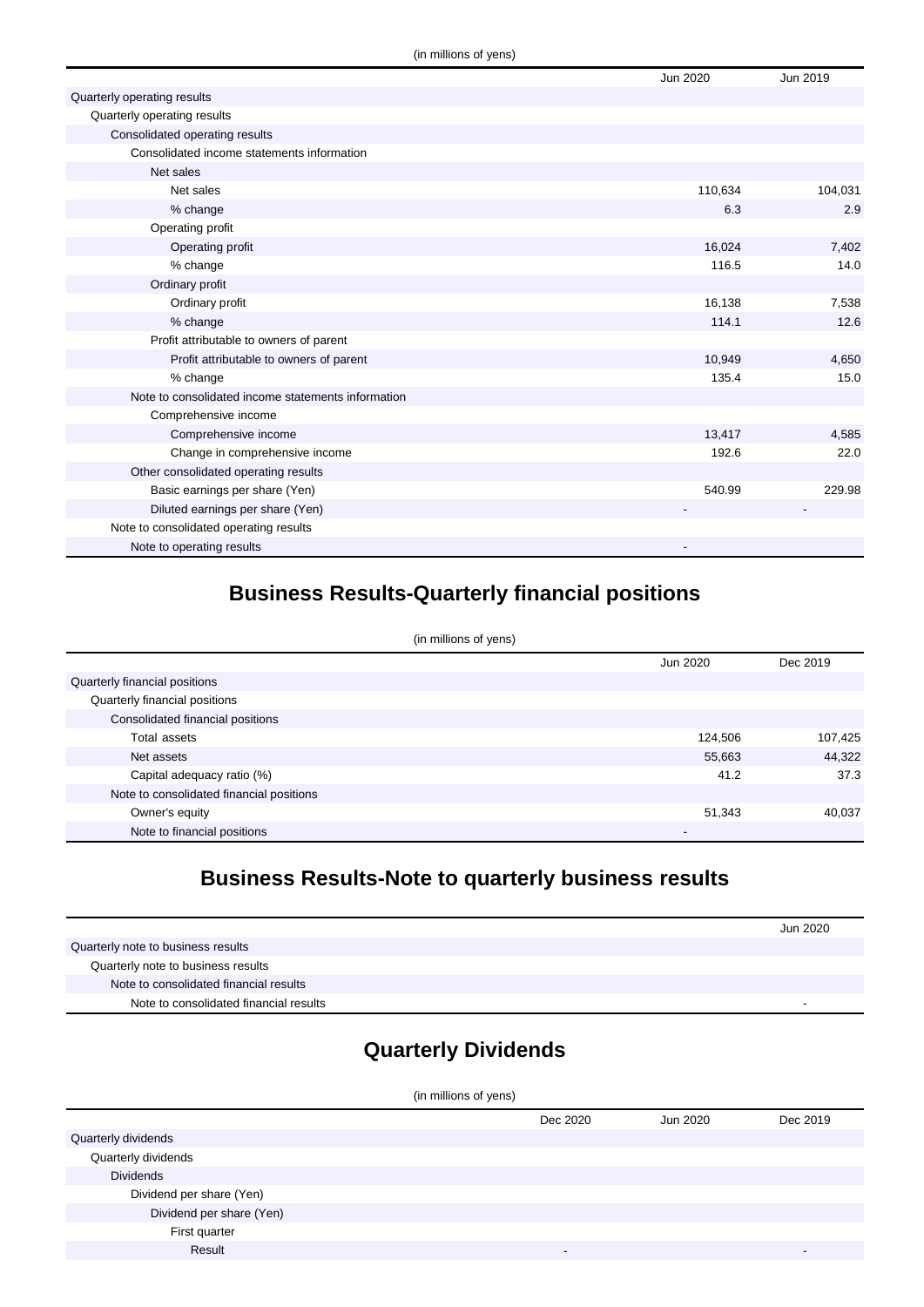(in millions of yens)

| | Jun 2020 | Jun 2019 |
|---|---|---|
| Quarterly operating results | | |
| Quarterly operating results | | |
| Consolidated operating results | | |
| Consolidated income statements information | | |
| Net sales | | |
| Net sales | 110,634 | 104,031 |
| % change | 6.3 | 2.9 |
| Operating profit | | |
| Operating profit | 16,024 | 7,402 |
| % change | 116.5 | 14.0 |
| Ordinary profit | | |
| Ordinary profit | 16,138 | 7,538 |
| % change | 114.1 | 12.6 |
| Profit attributable to owners of parent | | |
| Profit attributable to owners of parent | 10,949 | 4,650 |
| % change | 135.4 | 15.0 |
| Note to consolidated income statements information | | |
| Comprehensive income | | |
| Comprehensive income | 13,417 | 4,585 |
| Change in comprehensive income | 192.6 | 22.0 |
| Other consolidated operating results | | |
| Basic earnings per share (Yen) | 540.99 | 229.98 |
| Diluted earnings per share (Yen) | - | - |
| Note to consolidated operating results | | |
| Note to operating results | - | |

## Business Results-Quarterly financial positions

(in millions of yens)

| | Jun 2020 | Dec 2019 |
|---|---|---|
| Quarterly financial positions | | |
| Quarterly financial positions | | |
| Consolidated financial positions | | |
| Total assets | 124,506 | 107,425 |
| Net assets | 55,663 | 44,322 |
| Capital adequacy ratio (%) | 41.2 | 37.3 |
| Note to consolidated financial positions | | |
| Owner's equity | 51,343 | 40,037 |
| Note to financial positions | - | |

## Business Results-Note to quarterly business results

| | Jun 2020 |
|---|---|
| Quarterly note to business results | |
| Quarterly note to business results | |
| Note to consolidated financial results | |
| Note to consolidated financial results | - |

## Quarterly Dividends

(in millions of yens)

| | Dec 2020 | Jun 2020 | Dec 2019 |
|---|---|---|---|
| Quarterly dividends | | | |
| Quarterly dividends | | | |
| Dividends | | | |
| Dividend per share (Yen) | | | |
| Dividend per share (Yen) | | | |
| First quarter | | | |
| Result | - | | - |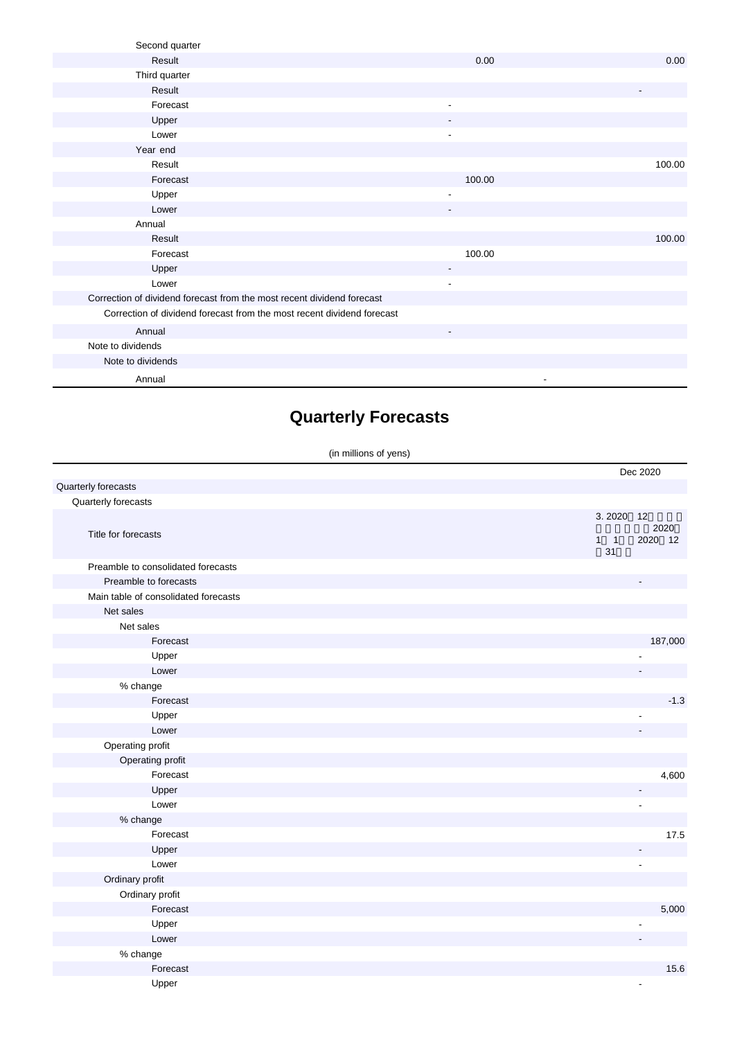| | | |
|---|---|---|
| Second quarter | | |
| Result | 0.00 | 0.00 |
| Third quarter | | |
| Result | | - |
| Forecast | - | |
| Upper | - | |
| Lower | - | |
| Year end | | |
| Result | | 100.00 |
| Forecast | 100.00 | |
| Upper | - | |
| Lower | - | |
| Annual | | |
| Result | | 100.00 |
| Forecast | 100.00 | |
| Upper | - | |
| Lower | - | |
| Correction of dividend forecast from the most recent dividend forecast | | |
| Correction of dividend forecast from the most recent dividend forecast | | |
| Annual | - | |
| Note to dividends | | |
| Note to dividends | | |
| Annual | - | |

# Quarterly Forecasts

(in millions of yens)

| | Dec 2020 |
|---|---|
| Quarterly forecasts | |
| Quarterly forecasts | |
| Title for forecasts | 3. 2020年12月期の連結業績予想（2020年1月1日～2020年12月31日） |
| Preamble to consolidated forecasts | |
| Preamble to forecasts | - |
| Main table of consolidated forecasts | |
| Net sales | |
| Net sales | |
| Forecast | 187,000 |
| Upper | - |
| Lower | - |
| % change | |
| Forecast | -1.3 |
| Upper | - |
| Lower | - |
| Operating profit | |
| Operating profit | |
| Forecast | 4,600 |
| Upper | - |
| Lower | - |
| % change | |
| Forecast | 17.5 |
| Upper | - |
| Lower | - |
| Ordinary profit | |
| Ordinary profit | |
| Forecast | 5,000 |
| Upper | - |
| Lower | - |
| % change | |
| Forecast | 15.6 |
| Upper | - |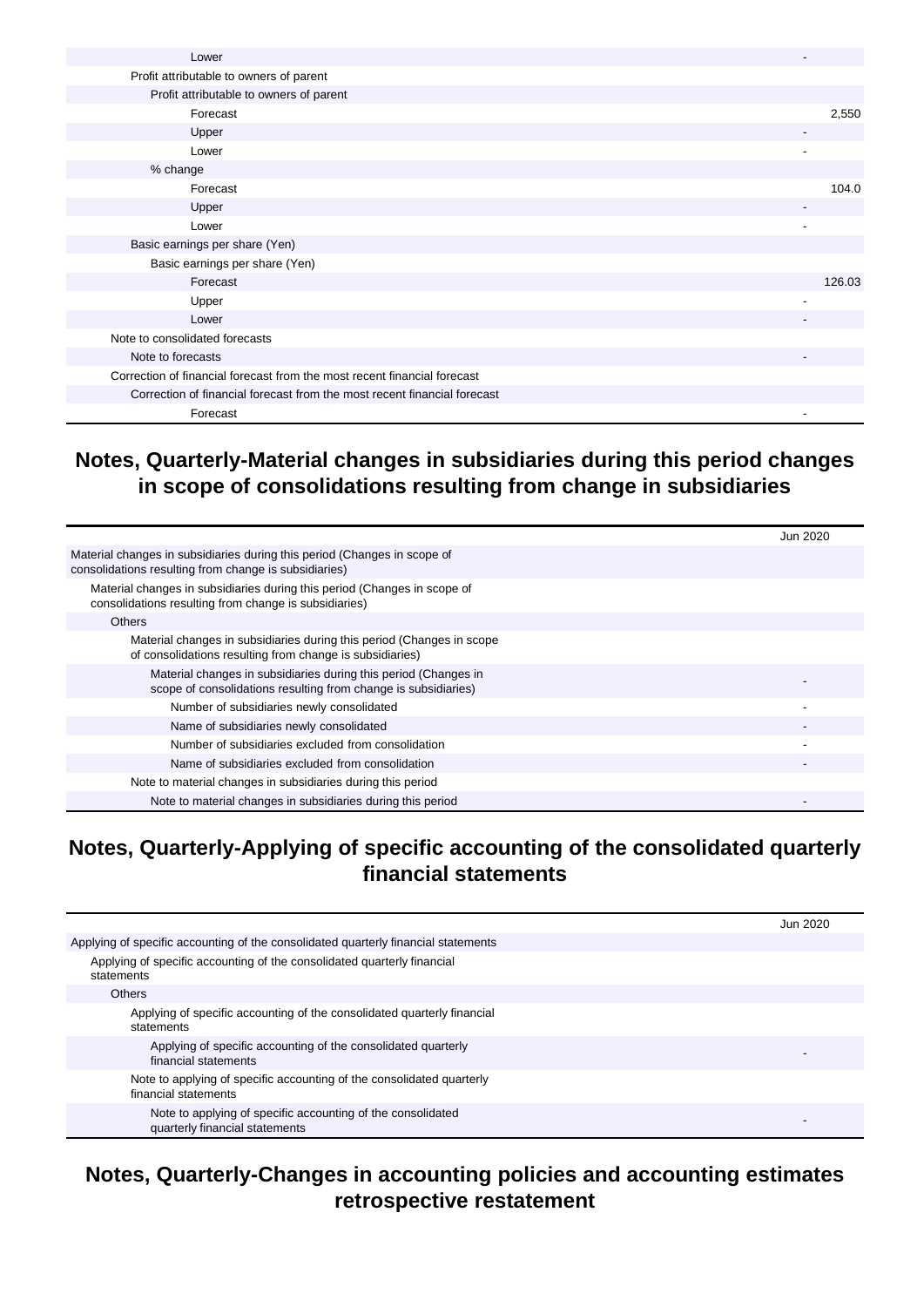| | |
|---|---|
| Lower | - |
| Profit attributable to owners of parent | |
| Profit attributable to owners of parent | |
| Forecast | 2,550 |
| Upper | - |
| Lower | - |
| % change | |
| Forecast | 104.0 |
| Upper | - |
| Lower | - |
| Basic earnings per share (Yen) | |
| Basic earnings per share (Yen) | |
| Forecast | 126.03 |
| Upper | - |
| Lower | - |
| Note to consolidated forecasts | |
| Note to forecasts | - |
| Correction of financial forecast from the most recent financial forecast | |
| Correction of financial forecast from the most recent financial forecast | |
| Forecast | - |

## Notes, Quarterly-Material changes in subsidiaries during this period changes in scope of consolidations resulting from change in subsidiaries

| | Jun 2020 |
|---|---|
| Material changes in subsidiaries during this period (Changes in scope of consolidations resulting from change is subsidiaries) | |
| Material changes in subsidiaries during this period (Changes in scope of consolidations resulting from change is subsidiaries) | |
| Others | |
| Material changes in subsidiaries during this period (Changes in scope of consolidations resulting from change is subsidiaries) | |
| Material changes in subsidiaries during this period (Changes in scope of consolidations resulting from change is subsidiaries) | - |
| Number of subsidiaries newly consolidated | - |
| Name of subsidiaries newly consolidated | - |
| Number of subsidiaries excluded from consolidation | - |
| Name of subsidiaries excluded from consolidation | - |
| Note to material changes in subsidiaries during this period | |
| Note to material changes in subsidiaries during this period | - |

## Notes, Quarterly-Applying of specific accounting of the consolidated quarterly financial statements

| | Jun 2020 |
|---|---|
| Applying of specific accounting of the consolidated quarterly financial statements | |
| Applying of specific accounting of the consolidated quarterly financial statements | |
| Others | |
| Applying of specific accounting of the consolidated quarterly financial statements | |
| Applying of specific accounting of the consolidated quarterly financial statements | - |
| Note to applying of specific accounting of the consolidated quarterly financial statements | |
| Note to applying of specific accounting of the consolidated quarterly financial statements | - |

## Notes, Quarterly-Changes in accounting policies and accounting estimates retrospective restatement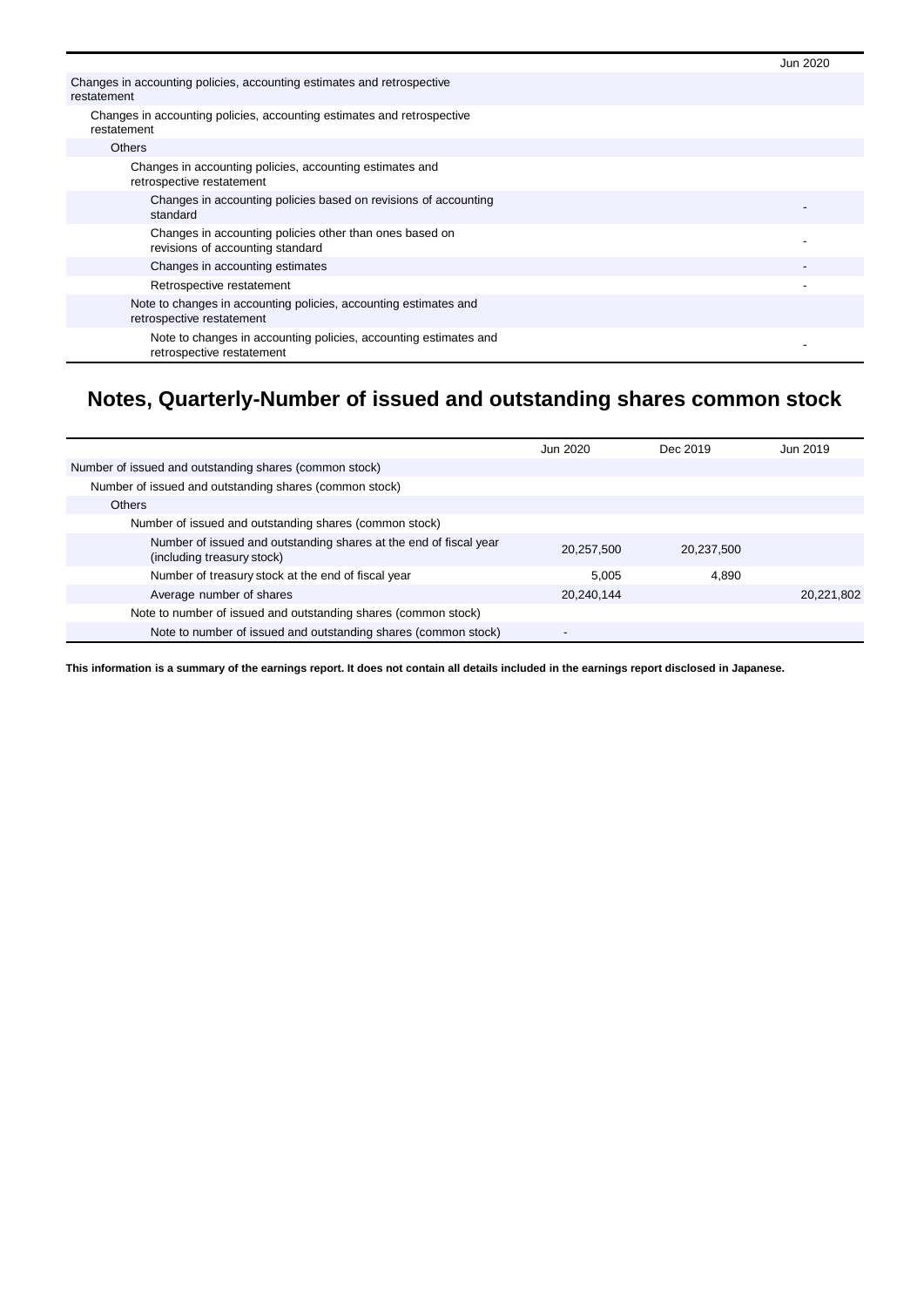| | Jun 2020 |
|---|---|
| Changes in accounting policies, accounting estimates and retrospective restatement | |
| Changes in accounting policies, accounting estimates and retrospective restatement | |
| Others | |
| Changes in accounting policies, accounting estimates and retrospective restatement | |
| Changes in accounting policies based on revisions of accounting standard | - |
| Changes in accounting policies other than ones based on revisions of accounting standard | - |
| Changes in accounting estimates | - |
| Retrospective restatement | - |
| Note to changes in accounting policies, accounting estimates and retrospective restatement | |
| Note to changes in accounting policies, accounting estimates and retrospective restatement | - |

## Notes, Quarterly-Number of issued and outstanding shares common stock

| | Jun 2020 | Dec 2019 | Jun 2019 |
|---|---|---|---|
| Number of issued and outstanding shares (common stock) | | | |
| Number of issued and outstanding shares (common stock) | | | |
| Others | | | |
| Number of issued and outstanding shares (common stock) | | | |
| Number of issued and outstanding shares at the end of fiscal year (including treasury stock) | 20,257,500 | 20,237,500 | |
| Number of treasury stock at the end of fiscal year | 5,005 | 4,890 | |
| Average number of shares | 20,240,144 | | 20,221,802 |
| Note to number of issued and outstanding shares (common stock) | | | |
| Note to number of issued and outstanding shares (common stock) | - | | |

**This information is a summary of the earnings report. It does not contain all details included in the earnings report disclosed in Japanese.**